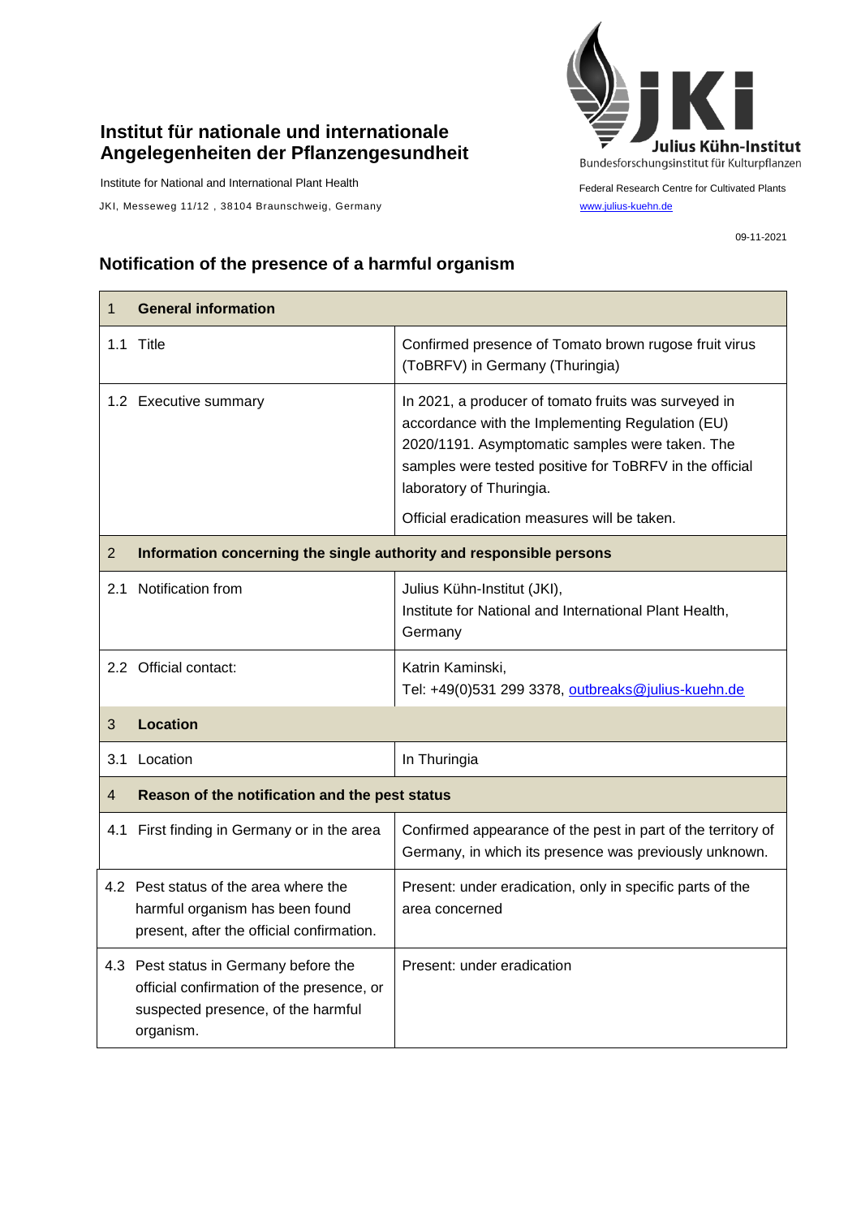# Institut für nationale und internationale Angelegenheiten der Pflanzengesundheit

Institute for National and International Plant Health

JKI, Messeweg 11/12 , 38104 Braunschweig, Germany

Julius Kühn-Institut
Bundesforschungsinstitut für Kulturpflanzen

Federal Research Centre for Cultivated Plants

www.julius-kuehn.de

09-11-2021

## Notification of the presence of a harmful organism

| | |
|---|---|
| **1 General information** | |
| 1.1 Title | Confirmed presence of Tomato brown rugose fruit virus (ToBRFV) in Germany (Thuringia) |
| 1.2 Executive summary | In 2021, a producer of tomato fruits was surveyed in accordance with the Implementing Regulation (EU) 2020/1191. Asymptomatic samples were taken. The samples were tested positive for ToBRFV in the official laboratory of Thuringia.<br><br>Official eradication measures will be taken. |
| **2 Information concerning the single authority and responsible persons** | |
| 2.1 Notification from | Julius Kühn-Institut (JKI),<br>Institute for National and International Plant Health, Germany |
| 2.2 Official contact: | Katrin Kaminski,<br>Tel: +49(0)531 299 3378, outbreaks@julius-kuehn.de |
| **3 Location** | |
| 3.1 Location | In Thuringia |
| **4 Reason of the notification and the pest status** | |
| 4.1 First finding in Germany or in the area | Confirmed appearance of the pest in part of the territory of Germany, in which its presence was previously unknown. |
| 4.2 Pest status of the area where the harmful organism has been found present, after the official confirmation. | Present: under eradication, only in specific parts of the area concerned |
| 4.3 Pest status in Germany before the official confirmation of the presence, or suspected presence, of the harmful organism. | Present: under eradication |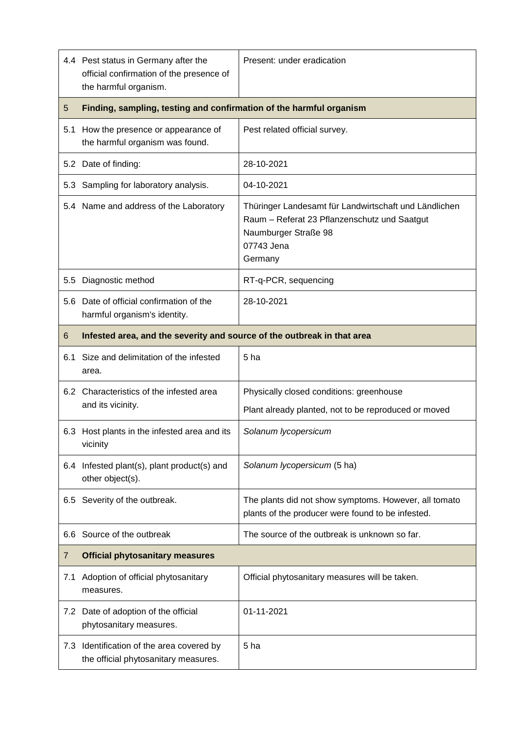| | | |
|---|---|---|
| 4.4 | Pest status in Germany after the official confirmation of the presence of the harmful organism. | Present: under eradication |
| **5** | **Finding, sampling, testing and confirmation of the harmful organism** | |
| 5.1 | How the presence or appearance of the harmful organism was found. | Pest related official survey. |
| 5.2 | Date of finding: | 28-10-2021 |
| 5.3 | Sampling for laboratory analysis. | 04-10-2021 |
| 5.4 | Name and address of the Laboratory | Thüringer Landesamt für Landwirtschaft und Ländlichen Raum – Referat 23 Pflanzenschutz und Saatgut<br>Naumburger Straße 98<br>07743 Jena<br>Germany |
| 5.5 | Diagnostic method | RT-q-PCR, sequencing |
| 5.6 | Date of official confirmation of the harmful organism's identity. | 28-10-2021 |
| **6** | **Infested area, and the severity and source of the outbreak in that area** | |
| 6.1 | Size and delimitation of the infested area. | 5 ha |
| 6.2 | Characteristics of the infested area and its vicinity. | Physically closed conditions: greenhouse<br>Plant already planted, not to be reproduced or moved |
| 6.3 | Host plants in the infested area and its vicinity | *Solanum lycopersicum* |
| 6.4 | Infested plant(s), plant product(s) and other object(s). | *Solanum lycopersicum* (5 ha) |
| 6.5 | Severity of the outbreak. | The plants did not show symptoms. However, all tomato plants of the producer were found to be infested. |
| 6.6 | Source of the outbreak | The source of the outbreak is unknown so far. |
| **7** | **Official phytosanitary measures** | |
| 7.1 | Adoption of official phytosanitary measures. | Official phytosanitary measures will be taken. |
| 7.2 | Date of adoption of the official phytosanitary measures. | 01-11-2021 |
| 7.3 | Identification of the area covered by the official phytosanitary measures. | 5 ha |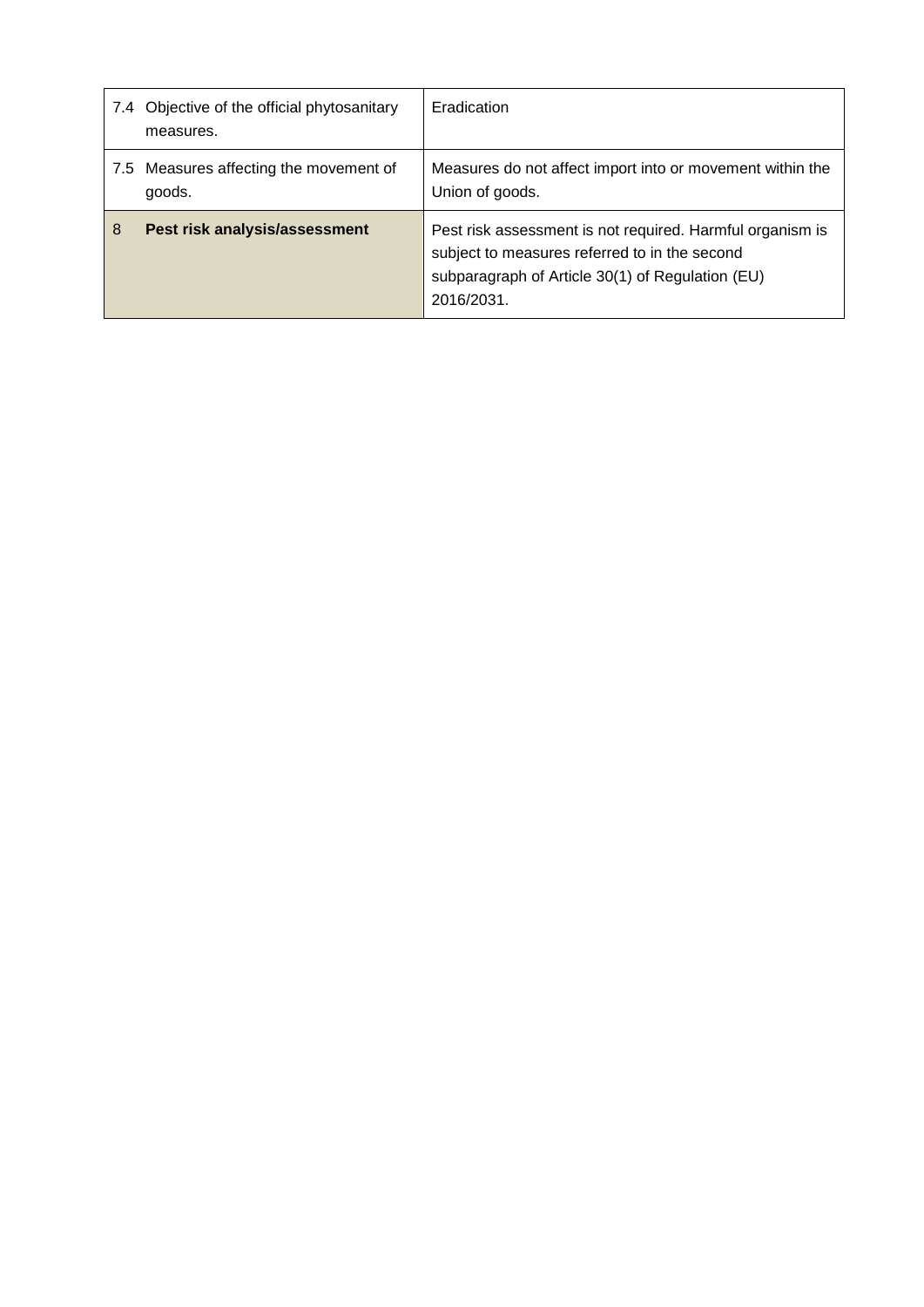| | | |
|---|---|---|
| 7.4 | Objective of the official phytosanitary measures. | Eradication |
| 7.5 | Measures affecting the movement of goods. | Measures do not affect import into or movement within the Union of goods. |
| 8 | **Pest risk analysis/assessment** | Pest risk assessment is not required. Harmful organism is subject to measures referred to in the second subparagraph of Article 30(1) of Regulation (EU) 2016/2031. |